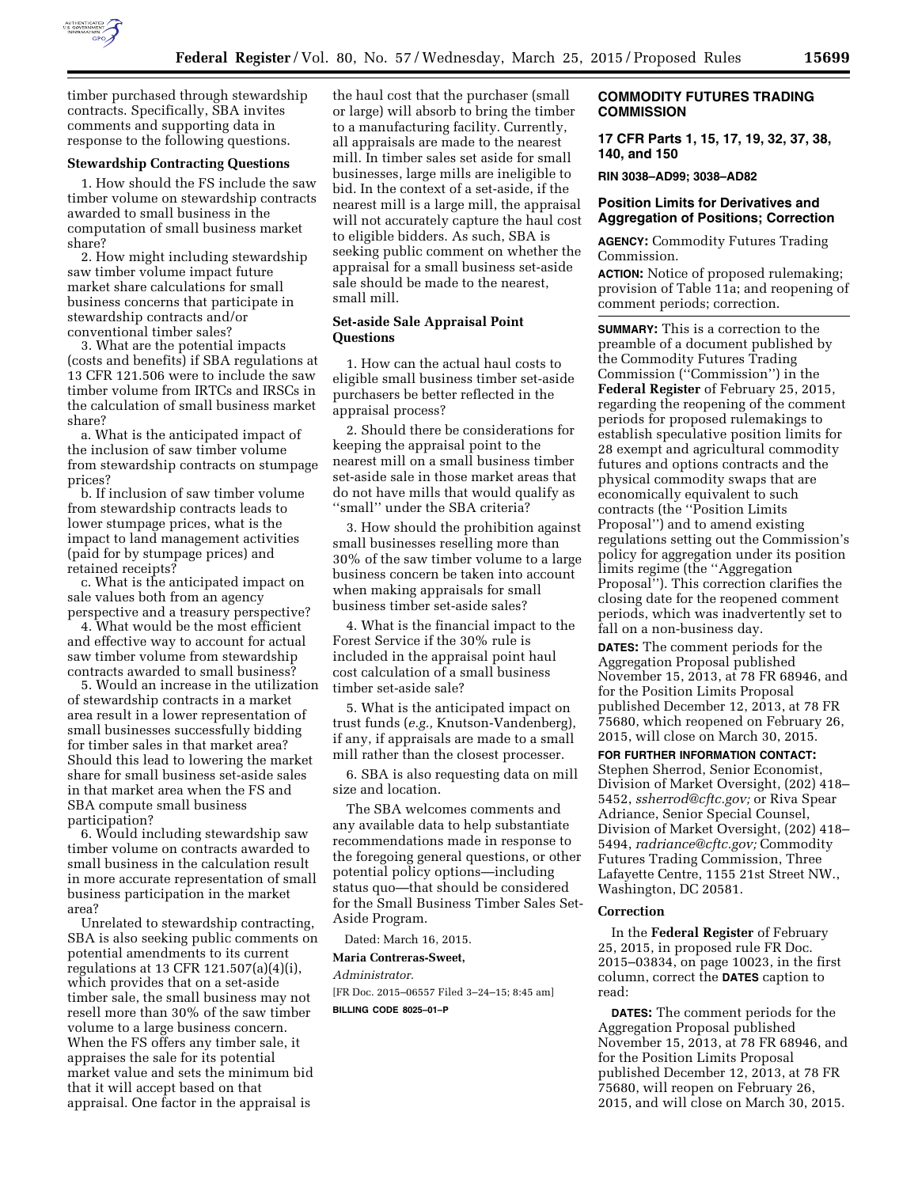timber purchased through stewardship contracts. Specifically, SBA invites comments and supporting data in response to the following questions.

**Stewardship Contracting Questions**

1. How should the FS include the saw timber volume on stewardship contracts awarded to small business in the computation of small business market share?

2. How might including stewardship saw timber volume impact future market share calculations for small business concerns that participate in stewardship contracts and/or conventional timber sales?

3. What are the potential impacts (costs and benefits) if SBA regulations at 13 CFR 121.506 were to include the saw timber volume from IRTCs and IRSCs in the calculation of small business market share?

a. What is the anticipated impact of the inclusion of saw timber volume from stewardship contracts on stumpage prices?

b. If inclusion of saw timber volume from stewardship contracts leads to lower stumpage prices, what is the impact to land management activities (paid for by stumpage prices) and retained receipts?

c. What is the anticipated impact on sale values both from an agency perspective and a treasury perspective?

4. What would be the most efficient and effective way to account for actual saw timber volume from stewardship contracts awarded to small business?

5. Would an increase in the utilization of stewardship contracts in a market area result in a lower representation of small businesses successfully bidding for timber sales in that market area? Should this lead to lowering the market share for small business set-aside sales in that market area when the FS and SBA compute small business participation?

6. Would including stewardship saw timber volume on contracts awarded to small business in the calculation result in more accurate representation of small business participation in the market area?

Unrelated to stewardship contracting, SBA is also seeking public comments on potential amendments to its current regulations at 13 CFR 121.507(a)(4)(i), which provides that on a set-aside timber sale, the small business may not resell more than 30% of the saw timber volume to a large business concern. When the FS offers any timber sale, it appraises the sale for its potential market value and sets the minimum bid that it will accept based on that appraisal. One factor in the appraisal is the haul cost that the purchaser (small or large) will absorb to bring the timber to a manufacturing facility. Currently, all appraisals are made to the nearest mill. In timber sales set aside for small businesses, large mills are ineligible to bid. In the context of a set-aside, if the nearest mill is a large mill, the appraisal will not accurately capture the haul cost to eligible bidders. As such, SBA is seeking public comment on whether the appraisal for a small business set-aside sale should be made to the nearest, small mill.

**Set-aside Sale Appraisal Point Questions**

1. How can the actual haul costs to eligible small business timber set-aside purchasers be better reflected in the appraisal process?

2. Should there be considerations for keeping the appraisal point to the nearest mill on a small business timber set-aside sale in those market areas that do not have mills that would qualify as ''small'' under the SBA criteria?

3. How should the prohibition against small businesses reselling more than 30% of the saw timber volume to a large business concern be taken into account when making appraisals for small business timber set-aside sales?

4. What is the financial impact to the Forest Service if the 30% rule is included in the appraisal point haul cost calculation of a small business timber set-aside sale?

5. What is the anticipated impact on trust funds (*e.g.,* Knutson-Vandenberg), if any, if appraisals are made to a small mill rather than the closest processer.

6. SBA is also requesting data on mill size and location.

The SBA welcomes comments and any available data to help substantiate recommendations made in response to the foregoing general questions, or other potential policy options—including status quo—that should be considered for the Small Business Timber Sales Set-Aside Program.

Dated: March 16, 2015.

**Maria Contreras-Sweet,**

*Administrator.*

[FR Doc. 2015–06557 Filed 3–24–15; 8:45 am]

**BILLING CODE 8025–01–P**

## COMMODITY FUTURES TRADING COMMISSION

### 17 CFR Parts 1, 15, 17, 19, 32, 37, 38, 140, and 150

**RIN 3038–AD99; 3038–AD82**

### Position Limits for Derivatives and Aggregation of Positions; Correction

**AGENCY:** Commodity Futures Trading Commission.

**ACTION:** Notice of proposed rulemaking; provision of Table 11a; and reopening of comment periods; correction.

**SUMMARY:** This is a correction to the preamble of a document published by the Commodity Futures Trading Commission (''Commission'') in the **Federal Register** of February 25, 2015, regarding the reopening of the comment periods for proposed rulemakings to establish speculative position limits for 28 exempt and agricultural commodity futures and options contracts and the physical commodity swaps that are economically equivalent to such contracts (the ''Position Limits Proposal'') and to amend existing regulations setting out the Commission's policy for aggregation under its position limits regime (the ''Aggregation Proposal''). This correction clarifies the closing date for the reopened comment periods, which was inadvertently set to fall on a non-business day.

**DATES:** The comment periods for the Aggregation Proposal published November 15, 2013, at 78 FR 68946, and for the Position Limits Proposal published December 12, 2013, at 78 FR 75680, which reopened on February 26, 2015, will close on March 30, 2015.

**FOR FURTHER INFORMATION CONTACT:** Stephen Sherrod, Senior Economist, Division of Market Oversight, (202) 418–5452, *ssherrod@cftc.gov;* or Riva Spear Adriance, Senior Special Counsel, Division of Market Oversight, (202) 418–5494, *radriance@cftc.gov;* Commodity Futures Trading Commission, Three Lafayette Centre, 1155 21st Street NW., Washington, DC 20581.

**Correction**

In the **Federal Register** of February 25, 2015, in proposed rule FR Doc. 2015–03834, on page 10023, in the first column, correct the **DATES** caption to read:

**DATES:** The comment periods for the Aggregation Proposal published November 15, 2013, at 78 FR 68946, and for the Position Limits Proposal published December 12, 2013, at 78 FR 75680, will reopen on February 26, 2015, and will close on March 30, 2015.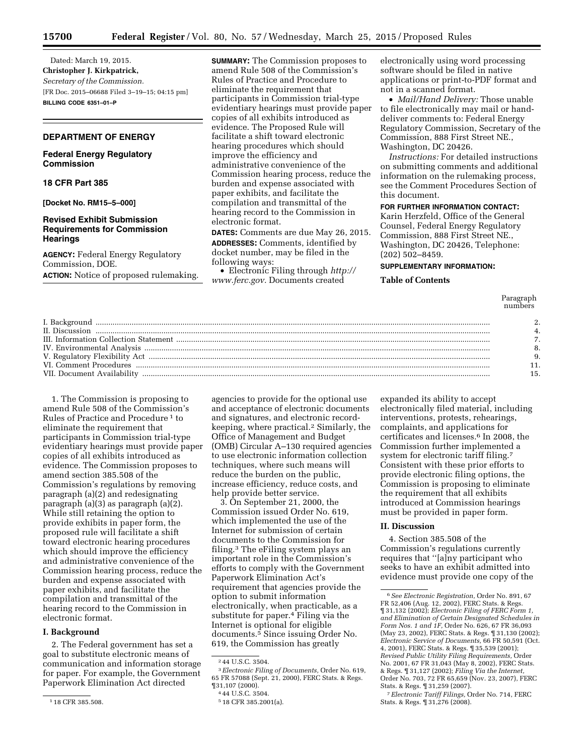Dated: March 19, 2015.

**Christopher J. Kirkpatrick,**

*Secretary of the Commission.*

[FR Doc. 2015–06688 Filed 3–19–15; 04:15 pm]

**BILLING CODE 6351–01–P**

## DEPARTMENT OF ENERGY

### Federal Energy Regulatory Commission

### 18 CFR Part 385

**[Docket No. RM15–5–000]**

### Revised Exhibit Submission Requirements for Commission Hearings

**AGENCY:** Federal Energy Regulatory Commission, DOE.

**ACTION:** Notice of proposed rulemaking.

**SUMMARY:** The Commission proposes to amend Rule 508 of the Commission's Rules of Practice and Procedure to eliminate the requirement that participants in Commission trial-type evidentiary hearings must provide paper copies of all exhibits introduced as evidence. The Proposed Rule will facilitate a shift toward electronic hearing procedures which should improve the efficiency and administrative convenience of the Commission hearing process, reduce the burden and expense associated with paper exhibits, and facilitate the compilation and transmittal of the hearing record to the Commission in electronic format.

**DATES:** Comments are due May 26, 2015.

**ADDRESSES:** Comments, identified by docket number, may be filed in the following ways:

- Electronic Filing through *http://www.ferc.gov.* Documents created electronically using word processing software should be filed in native applications or print-to-PDF format and not in a scanned format.
- *Mail/Hand Delivery:* Those unable to file electronically may mail or hand-deliver comments to: Federal Energy Regulatory Commission, Secretary of the Commission, 888 First Street NE., Washington, DC 20426.

*Instructions:* For detailed instructions on submitting comments and additional information on the rulemaking process, see the Comment Procedures Section of this document.

**FOR FURTHER INFORMATION CONTACT:** Karin Herzfeld, Office of the General Counsel, Federal Energy Regulatory Commission, 888 First Street NE., Washington, DC 20426, Telephone: (202) 502–8459.

**SUPPLEMENTARY INFORMATION:**

**Table of Contents**

| | Paragraph numbers |
|---|---|
| I. Background | 2. |
| II. Discussion | 4. |
| III. Information Collection Statement | 7. |
| IV. Environmental Analysis | 8. |
| V. Regulatory Flexibility Act | 9. |
| VI. Comment Procedures | 11. |
| VII. Document Availability | 15. |

1. The Commission is proposing to amend Rule 508 of the Commission's Rules of Practice and Procedure [1] to eliminate the requirement that participants in Commission trial-type evidentiary hearings must provide paper copies of all exhibits introduced as evidence. The Commission proposes to amend section 385.508 of the Commission's regulations by removing paragraph (a)(2) and redesignating paragraph (a)(3) as paragraph (a)(2). While still retaining the option to provide exhibits in paper form, the proposed rule will facilitate a shift toward electronic hearing procedures which should improve the efficiency and administrative convenience of the Commission hearing process, reduce the burden and expense associated with paper exhibits, and facilitate the compilation and transmittal of the hearing record to the Commission in electronic format.

## I. Background

2. The Federal government has set a goal to substitute electronic means of communication and information storage for paper. For example, the Government Paperwork Elimination Act directed agencies to provide for the optional use and acceptance of electronic documents and signatures, and electronic record-keeping, where practical.[2] Similarly, the Office of Management and Budget (OMB) Circular A–130 required agencies to use electronic information collection techniques, where such means will reduce the burden on the public, increase efficiency, reduce costs, and help provide better service.

3. On September 21, 2000, the Commission issued Order No. 619, which implemented the use of the Internet for submission of certain documents to the Commission for filing.[3] The eFiling system plays an important role in the Commission's efforts to comply with the Government Paperwork Elimination Act's requirement that agencies provide the option to submit information electronically, when practicable, as a substitute for paper.[4] Filing via the Internet is optional for eligible documents.[5] Since issuing Order No. 619, the Commission has greatly expanded its ability to accept electronically filed material, including interventions, protests, rehearings, complaints, and applications for certificates and licenses.[6] In 2008, the Commission further implemented a system for electronic tariff filing.[7] Consistent with these prior efforts to provide electronic filing options, the Commission is proposing to eliminate the requirement that all exhibits introduced at Commission hearings must be provided in paper form.

## II. Discussion

4. Section 385.508 of the Commission's regulations currently requires that ''[a]ny participant who seeks to have an exhibit admitted into evidence must provide one copy of the

[1] 18 CFR 385.508.

[2] 44 U.S.C. 3504.

[3] *Electronic Filing of Documents,* Order No. 619, 65 FR 57088 (Sept. 21, 2000), FERC Stats. & Regs. ¶31,107 (2000).

[4] 44 U.S.C. 3504.

[5] 18 CFR 385.2001(a).

[6] *See Electronic Registration,* Order No. 891, 67 FR 52,406 (Aug. 12, 2002), FERC Stats. & Regs. ¶ 31,132 (2002); *Electronic Filing of FERC Form 1, and Elimination of Certain Designated Schedules in Form Nos. 1 and 1F,* Order No. 626, 67 FR 36,093 (May 23, 2002), FERC Stats. & Regs. ¶ 31,130 (2002); *Electronic Service of Documents,* 66 FR 50,591 (Oct. 4, 2001), FERC Stats. & Regs. ¶ 35,539 (2001); *Revised Public Utility Filing Requirements,* Order No. 2001, 67 FR 31,043 (May 8, 2002), FERC Stats. & Regs. ¶ 31,127 (2002); *Filing Via the Internet,* Order No. 703, 72 FR 65,659 (Nov. 23, 2007), FERC Stats. & Regs. ¶ 31,259 (2007).

[7] *Electronic Tariff Filings,* Order No. 714, FERC Stats. & Regs. ¶ 31,276 (2008).